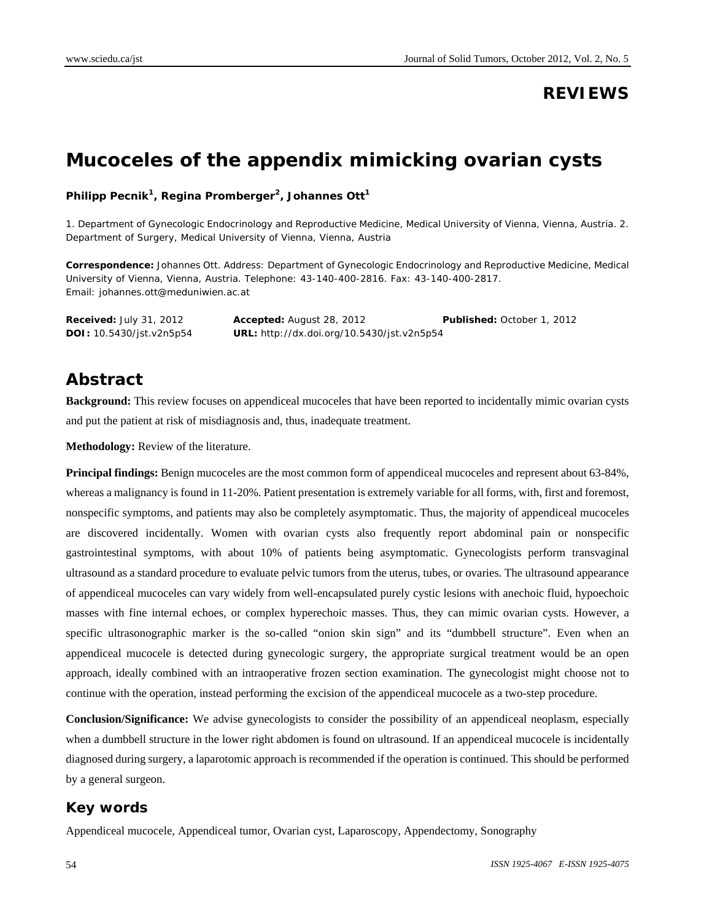## REVIEWS

# Mucoceles of the appendix mimicking ovarian cysts

**Philipp Pecnik[1], Regina Promberger[2], Johannes Ott[1]**

1. Department of Gynecologic Endocrinology and Reproductive Medicine, Medical University of Vienna, Vienna, Austria. 2. Department of Surgery, Medical University of Vienna, Vienna, Austria

**Correspondence:** Johannes Ott. Address: Department of Gynecologic Endocrinology and Reproductive Medicine, Medical University of Vienna, Vienna, Austria. Telephone: 43-140-400-2816. Fax: 43-140-400-2817. Email: johannes.ott@meduniwien.ac.at

**Received:** July 31, 2012 **Accepted:** August 28, 2012 **Published:** October 1, 2012
**DOI:** 10.5430/jst.v2n5p54 **URL:** http://dx.doi.org/10.5430/jst.v2n5p54

## Abstract

**Background:** This review focuses on appendiceal mucoceles that have been reported to incidentally mimic ovarian cysts and put the patient at risk of misdiagnosis and, thus, inadequate treatment.

**Methodology:** Review of the literature.

**Principal findings:** Benign mucoceles are the most common form of appendiceal mucoceles and represent about 63-84%, whereas a malignancy is found in 11-20%. Patient presentation is extremely variable for all forms, with, first and foremost, nonspecific symptoms, and patients may also be completely asymptomatic. Thus, the majority of appendiceal mucoceles are discovered incidentally. Women with ovarian cysts also frequently report abdominal pain or nonspecific gastrointestinal symptoms, with about 10% of patients being asymptomatic. Gynecologists perform transvaginal ultrasound as a standard procedure to evaluate pelvic tumors from the uterus, tubes, or ovaries. The ultrasound appearance of appendiceal mucoceles can vary widely from well-encapsulated purely cystic lesions with anechoic fluid, hypoechoic masses with fine internal echoes, or complex hyperechoic masses. Thus, they can mimic ovarian cysts. However, a specific ultrasonographic marker is the so-called "onion skin sign" and its "dumbbell structure". Even when an appendiceal mucocele is detected during gynecologic surgery, the appropriate surgical treatment would be an open approach, ideally combined with an intraoperative frozen section examination. The gynecologist might choose not to continue with the operation, instead performing the excision of the appendiceal mucocele as a two-step procedure.

**Conclusion/Significance:** We advise gynecologists to consider the possibility of an appendiceal neoplasm, especially when a dumbbell structure in the lower right abdomen is found on ultrasound. If an appendiceal mucocele is incidentally diagnosed during surgery, a laparotomic approach is recommended if the operation is continued. This should be performed by a general surgeon.

## Key words

Appendiceal mucocele, Appendiceal tumor, Ovarian cyst, Laparoscopy, Appendectomy, Sonography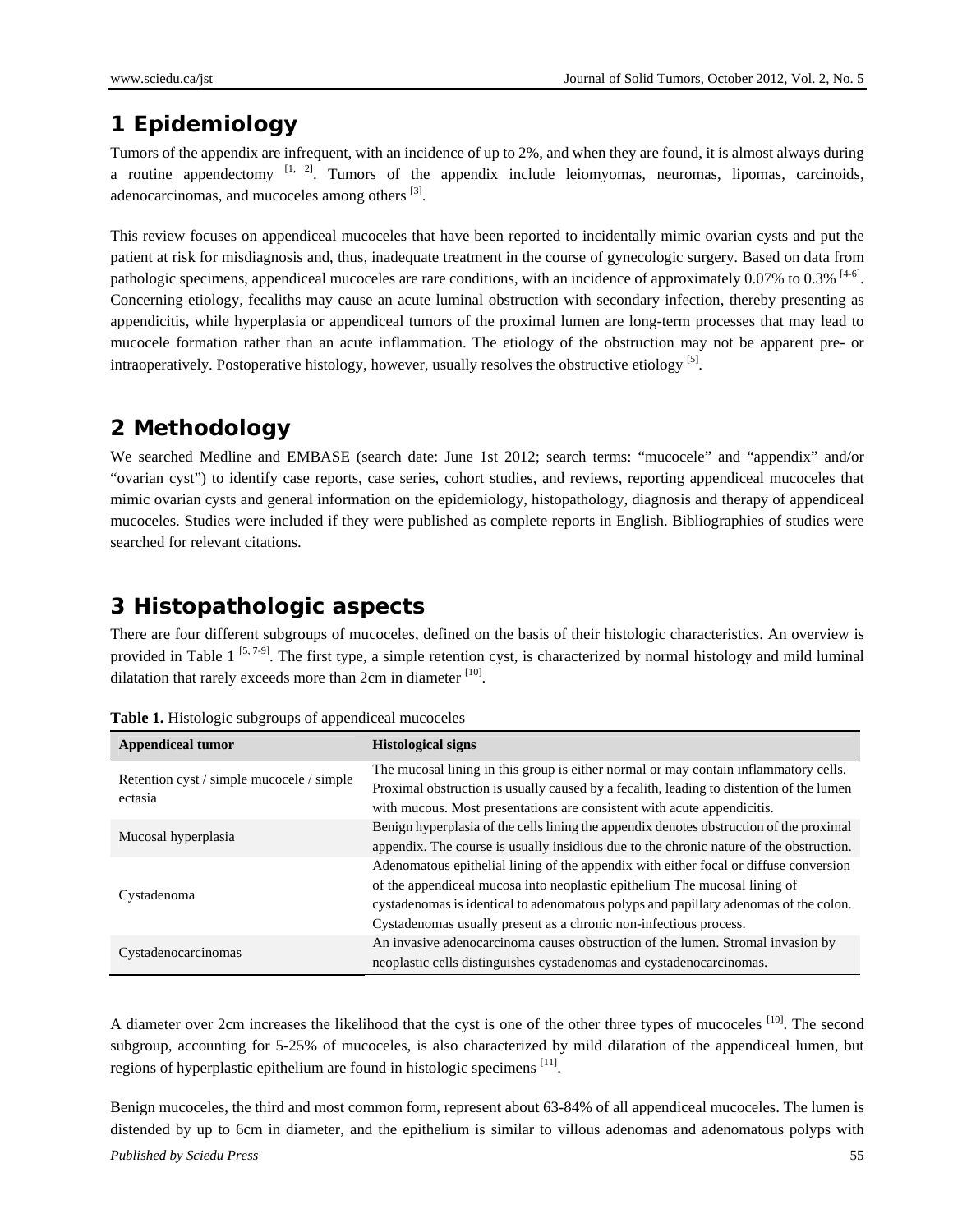# 1 Epidemiology

Tumors of the appendix are infrequent, with an incidence of up to 2%, and when they are found, it is almost always during a routine appendectomy [1, 2]. Tumors of the appendix include leiomyomas, neuromas, lipomas, carcinoids, adenocarcinomas, and mucoceles among others [3].

This review focuses on appendiceal mucoceles that have been reported to incidentally mimic ovarian cysts and put the patient at risk for misdiagnosis and, thus, inadequate treatment in the course of gynecologic surgery. Based on data from pathologic specimens, appendiceal mucoceles are rare conditions, with an incidence of approximately 0.07% to 0.3% [4-6]. Concerning etiology, fecaliths may cause an acute luminal obstruction with secondary infection, thereby presenting as appendicitis, while hyperplasia or appendiceal tumors of the proximal lumen are long-term processes that may lead to mucocele formation rather than an acute inflammation. The etiology of the obstruction may not be apparent pre- or intraoperatively. Postoperative histology, however, usually resolves the obstructive etiology [5].

# 2 Methodology

We searched Medline and EMBASE (search date: June 1st 2012; search terms: "mucocele" and "appendix" and/or "ovarian cyst") to identify case reports, case series, cohort studies, and reviews, reporting appendiceal mucoceles that mimic ovarian cysts and general information on the epidemiology, histopathology, diagnosis and therapy of appendiceal mucoceles. Studies were included if they were published as complete reports in English. Bibliographies of studies were searched for relevant citations.

# 3 Histopathologic aspects

There are four different subgroups of mucoceles, defined on the basis of their histologic characteristics. An overview is provided in Table 1 [5, 7-9]. The first type, a simple retention cyst, is characterized by normal histology and mild luminal dilatation that rarely exceeds more than 2cm in diameter [10].

**Table 1.** Histologic subgroups of appendiceal mucoceles

| Appendiceal tumor | Histological signs |
| --- | --- |
| Retention cyst / simple mucocele / simple ectasia | The mucosal lining in this group is either normal or may contain inflammatory cells. Proximal obstruction is usually caused by a fecalith, leading to distention of the lumen with mucous. Most presentations are consistent with acute appendicitis. |
| Mucosal hyperplasia | Benign hyperplasia of the cells lining the appendix denotes obstruction of the proximal appendix. The course is usually insidious due to the chronic nature of the obstruction. |
| Cystadenoma | Adenomatous epithelial lining of the appendix with either focal or diffuse conversion of the appendiceal mucosa into neoplastic epithelium The mucosal lining of cystadenomas is identical to adenomatous polyps and papillary adenomas of the colon. Cystadenomas usually present as a chronic non-infectious process. |
| Cystadenocarcinomas | An invasive adenocarcinoma causes obstruction of the lumen. Stromal invasion by neoplastic cells distinguishes cystadenomas and cystadenocarcinomas. |

A diameter over 2cm increases the likelihood that the cyst is one of the other three types of mucoceles [10]. The second subgroup, accounting for 5-25% of mucoceles, is also characterized by mild dilatation of the appendiceal lumen, but regions of hyperplastic epithelium are found in histologic specimens [11].

Benign mucoceles, the third and most common form, represent about 63-84% of all appendiceal mucoceles. The lumen is distended by up to 6cm in diameter, and the epithelium is similar to villous adenomas and adenomatous polyps with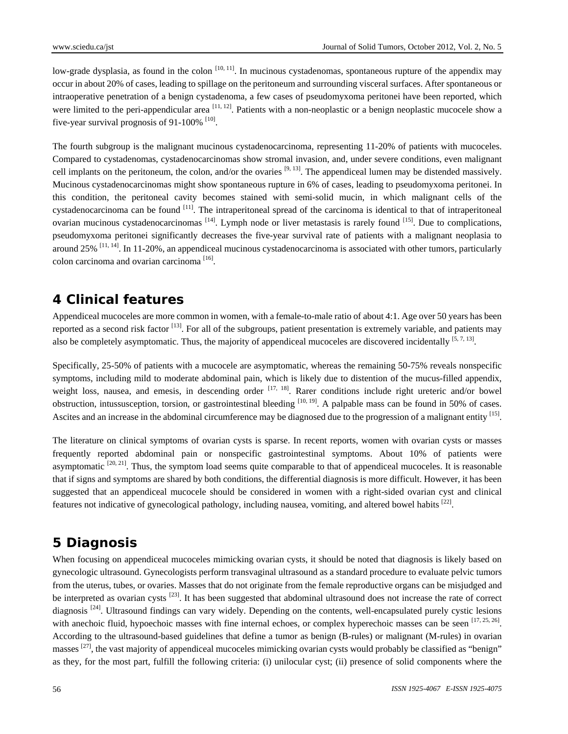low-grade dysplasia, as found in the colon [10, 11]. In mucinous cystadenomas, spontaneous rupture of the appendix may occur in about 20% of cases, leading to spillage on the peritoneum and surrounding visceral surfaces. After spontaneous or intraoperative penetration of a benign cystadenoma, a few cases of pseudomyxoma peritonei have been reported, which were limited to the peri-appendicular area [11, 12]. Patients with a non-neoplastic or a benign neoplastic mucocele show a five-year survival prognosis of 91-100% [10].

The fourth subgroup is the malignant mucinous cystadenocarcinoma, representing 11-20% of patients with mucoceles. Compared to cystadenomas, cystadenocarcinomas show stromal invasion, and, under severe conditions, even malignant cell implants on the peritoneum, the colon, and/or the ovaries [9, 13]. The appendiceal lumen may be distended massively. Mucinous cystadenocarcinomas might show spontaneous rupture in 6% of cases, leading to pseudomyxoma peritonei. In this condition, the peritoneal cavity becomes stained with semi-solid mucin, in which malignant cells of the cystadenocarcinoma can be found [11]. The intraperitoneal spread of the carcinoma is identical to that of intraperitoneal ovarian mucinous cystadenocarcinomas [14]. Lymph node or liver metastasis is rarely found [15]. Due to complications, pseudomyxoma peritonei significantly decreases the five-year survival rate of patients with a malignant neoplasia to around 25% [11, 14]. In 11-20%, an appendiceal mucinous cystadenocarcinoma is associated with other tumors, particularly colon carcinoma and ovarian carcinoma [16].

## 4 Clinical features

Appendiceal mucoceles are more common in women, with a female-to-male ratio of about 4:1. Age over 50 years has been reported as a second risk factor [13]. For all of the subgroups, patient presentation is extremely variable, and patients may also be completely asymptomatic. Thus, the majority of appendiceal mucoceles are discovered incidentally [5, 7, 13].

Specifically, 25-50% of patients with a mucocele are asymptomatic, whereas the remaining 50-75% reveals nonspecific symptoms, including mild to moderate abdominal pain, which is likely due to distention of the mucus-filled appendix, weight loss, nausea, and emesis, in descending order [17, 18]. Rarer conditions include right ureteric and/or bowel obstruction, intussusception, torsion, or gastrointestinal bleeding [10, 19]. A palpable mass can be found in 50% of cases. Ascites and an increase in the abdominal circumference may be diagnosed due to the progression of a malignant entity [15].

The literature on clinical symptoms of ovarian cysts is sparse. In recent reports, women with ovarian cysts or masses frequently reported abdominal pain or nonspecific gastrointestinal symptoms. About 10% of patients were asymptomatic [20, 21]. Thus, the symptom load seems quite comparable to that of appendiceal mucoceles. It is reasonable that if signs and symptoms are shared by both conditions, the differential diagnosis is more difficult. However, it has been suggested that an appendiceal mucocele should be considered in women with a right-sided ovarian cyst and clinical features not indicative of gynecological pathology, including nausea, vomiting, and altered bowel habits [22].

## 5 Diagnosis

When focusing on appendiceal mucoceles mimicking ovarian cysts, it should be noted that diagnosis is likely based on gynecologic ultrasound. Gynecologists perform transvaginal ultrasound as a standard procedure to evaluate pelvic tumors from the uterus, tubes, or ovaries. Masses that do not originate from the female reproductive organs can be misjudged and be interpreted as ovarian cysts [23]. It has been suggested that abdominal ultrasound does not increase the rate of correct diagnosis [24]. Ultrasound findings can vary widely. Depending on the contents, well-encapsulated purely cystic lesions with anechoic fluid, hypoechoic masses with fine internal echoes, or complex hyperechoic masses can be seen [17, 25, 26]. According to the ultrasound-based guidelines that define a tumor as benign (B-rules) or malignant (M-rules) in ovarian masses [27], the vast majority of appendiceal mucoceles mimicking ovarian cysts would probably be classified as "benign" as they, for the most part, fulfill the following criteria: (i) unilocular cyst; (ii) presence of solid components where the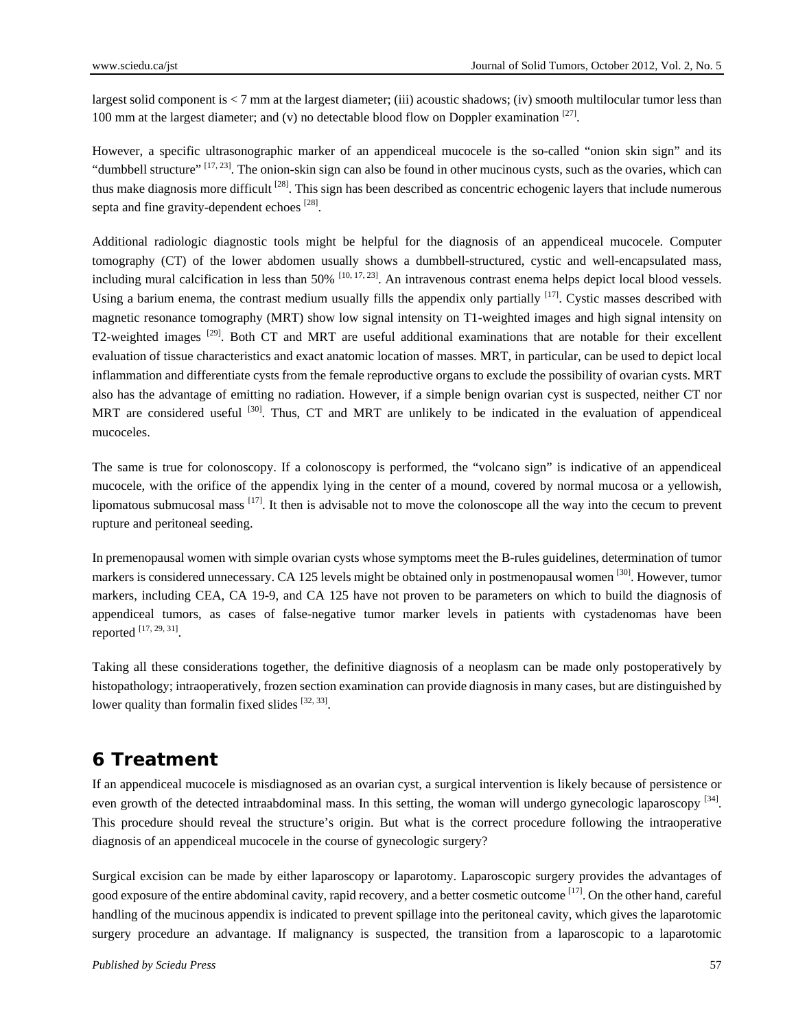largest solid component is < 7 mm at the largest diameter; (iii) acoustic shadows; (iv) smooth multilocular tumor less than 100 mm at the largest diameter; and (v) no detectable blood flow on Doppler examination [27].

However, a specific ultrasonographic marker of an appendiceal mucocele is the so-called "onion skin sign" and its "dumbbell structure" [17, 23]. The onion-skin sign can also be found in other mucinous cysts, such as the ovaries, which can thus make diagnosis more difficult [28]. This sign has been described as concentric echogenic layers that include numerous septa and fine gravity-dependent echoes [28].

Additional radiologic diagnostic tools might be helpful for the diagnosis of an appendiceal mucocele. Computer tomography (CT) of the lower abdomen usually shows a dumbbell-structured, cystic and well-encapsulated mass, including mural calcification in less than 50% [10, 17, 23]. An intravenous contrast enema helps depict local blood vessels. Using a barium enema, the contrast medium usually fills the appendix only partially [17]. Cystic masses described with magnetic resonance tomography (MRT) show low signal intensity on T1-weighted images and high signal intensity on T2-weighted images [29]. Both CT and MRT are useful additional examinations that are notable for their excellent evaluation of tissue characteristics and exact anatomic location of masses. MRT, in particular, can be used to depict local inflammation and differentiate cysts from the female reproductive organs to exclude the possibility of ovarian cysts. MRT also has the advantage of emitting no radiation. However, if a simple benign ovarian cyst is suspected, neither CT nor MRT are considered useful [30]. Thus, CT and MRT are unlikely to be indicated in the evaluation of appendiceal mucoceles.

The same is true for colonoscopy. If a colonoscopy is performed, the "volcano sign" is indicative of an appendiceal mucocele, with the orifice of the appendix lying in the center of a mound, covered by normal mucosa or a yellowish, lipomatous submucosal mass [17]. It then is advisable not to move the colonoscope all the way into the cecum to prevent rupture and peritoneal seeding.

In premenopausal women with simple ovarian cysts whose symptoms meet the B-rules guidelines, determination of tumor markers is considered unnecessary. CA 125 levels might be obtained only in postmenopausal women [30]. However, tumor markers, including CEA, CA 19-9, and CA 125 have not proven to be parameters on which to build the diagnosis of appendiceal tumors, as cases of false-negative tumor marker levels in patients with cystadenomas have been reported [17, 29, 31].

Taking all these considerations together, the definitive diagnosis of a neoplasm can be made only postoperatively by histopathology; intraoperatively, frozen section examination can provide diagnosis in many cases, but are distinguished by lower quality than formalin fixed slides [32, 33].

## 6 Treatment

If an appendiceal mucocele is misdiagnosed as an ovarian cyst, a surgical intervention is likely because of persistence or even growth of the detected intraabdominal mass. In this setting, the woman will undergo gynecologic laparoscopy [34]. This procedure should reveal the structure's origin. But what is the correct procedure following the intraoperative diagnosis of an appendiceal mucocele in the course of gynecologic surgery?

Surgical excision can be made by either laparoscopy or laparotomy. Laparoscopic surgery provides the advantages of good exposure of the entire abdominal cavity, rapid recovery, and a better cosmetic outcome [17]. On the other hand, careful handling of the mucinous appendix is indicated to prevent spillage into the peritoneal cavity, which gives the laparotomic surgery procedure an advantage. If malignancy is suspected, the transition from a laparoscopic to a laparotomic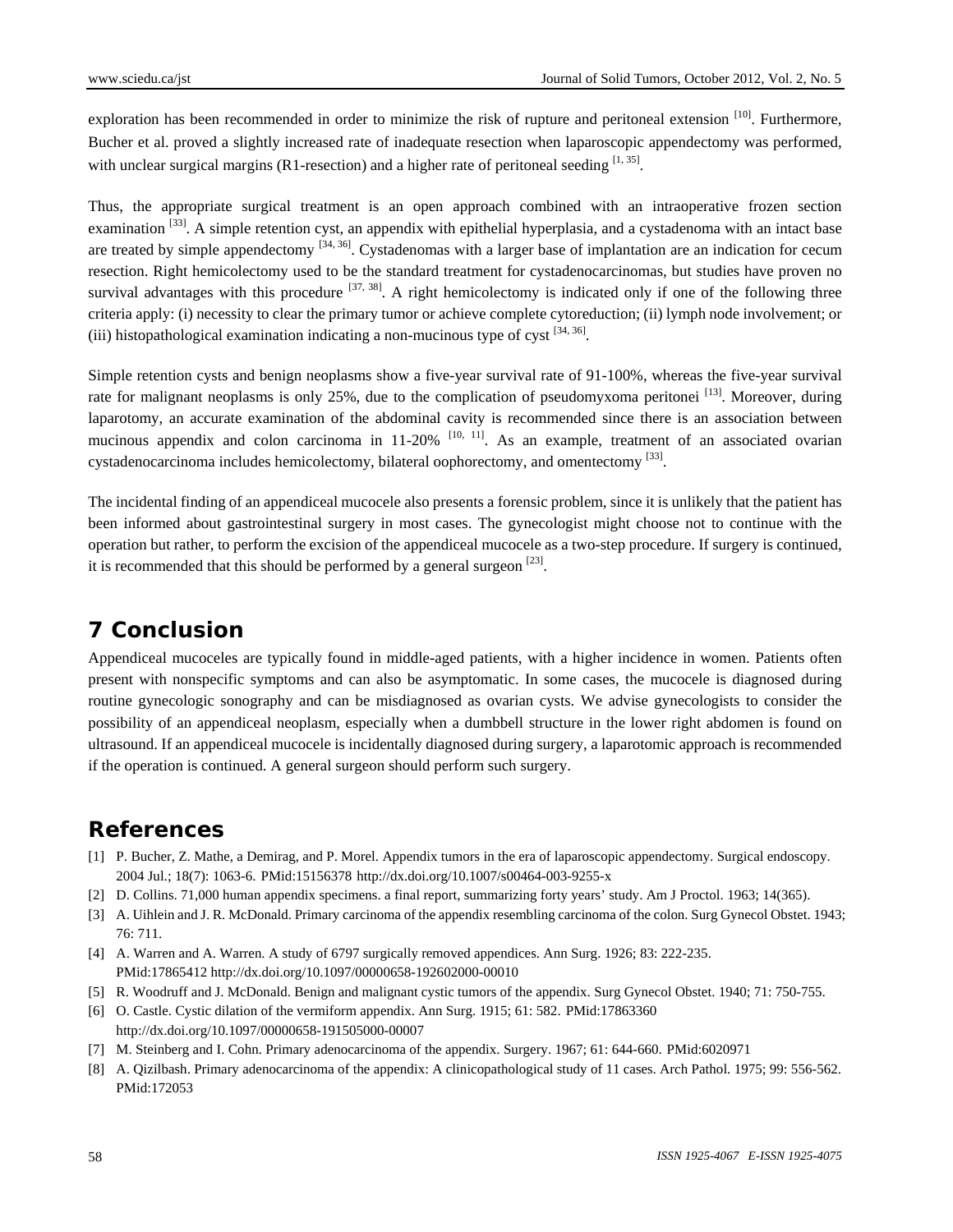exploration has been recommended in order to minimize the risk of rupture and peritoneal extension [10]. Furthermore, Bucher et al. proved a slightly increased rate of inadequate resection when laparoscopic appendectomy was performed, with unclear surgical margins (R1-resection) and a higher rate of peritoneal seeding [1, 35].

Thus, the appropriate surgical treatment is an open approach combined with an intraoperative frozen section examination [33]. A simple retention cyst, an appendix with epithelial hyperplasia, and a cystadenoma with an intact base are treated by simple appendectomy [34, 36]. Cystadenomas with a larger base of implantation are an indication for cecum resection. Right hemicolectomy used to be the standard treatment for cystadenocarcinomas, but studies have proven no survival advantages with this procedure [37, 38]. A right hemicolectomy is indicated only if one of the following three criteria apply: (i) necessity to clear the primary tumor or achieve complete cytoreduction; (ii) lymph node involvement; or (iii) histopathological examination indicating a non-mucinous type of cyst [34, 36].

Simple retention cysts and benign neoplasms show a five-year survival rate of 91-100%, whereas the five-year survival rate for malignant neoplasms is only 25%, due to the complication of pseudomyxoma peritonei [13]. Moreover, during laparotomy, an accurate examination of the abdominal cavity is recommended since there is an association between mucinous appendix and colon carcinoma in 11-20% [10, 11]. As an example, treatment of an associated ovarian cystadenocarcinoma includes hemicolectomy, bilateral oophorectomy, and omentectomy [33].

The incidental finding of an appendiceal mucocele also presents a forensic problem, since it is unlikely that the patient has been informed about gastrointestinal surgery in most cases. The gynecologist might choose not to continue with the operation but rather, to perform the excision of the appendiceal mucocele as a two-step procedure. If surgery is continued, it is recommended that this should be performed by a general surgeon [23].

## 7 Conclusion

Appendiceal mucoceles are typically found in middle-aged patients, with a higher incidence in women. Patients often present with nonspecific symptoms and can also be asymptomatic. In some cases, the mucocele is diagnosed during routine gynecologic sonography and can be misdiagnosed as ovarian cysts. We advise gynecologists to consider the possibility of an appendiceal neoplasm, especially when a dumbbell structure in the lower right abdomen is found on ultrasound. If an appendiceal mucocele is incidentally diagnosed during surgery, a laparotomic approach is recommended if the operation is continued. A general surgeon should perform such surgery.

## References

[1] P. Bucher, Z. Mathe, a Demirag, and P. Morel. Appendix tumors in the era of laparoscopic appendectomy. Surgical endoscopy. 2004 Jul.; 18(7): 1063-6. PMid:15156378 http://dx.doi.org/10.1007/s00464-003-9255-x

[2] D. Collins. 71,000 human appendix specimens. a final report, summarizing forty years' study. Am J Proctol. 1963; 14(365).

[3] A. Uihlein and J. R. McDonald. Primary carcinoma of the appendix resembling carcinoma of the colon. Surg Gynecol Obstet. 1943; 76: 711.

[4] A. Warren and A. Warren. A study of 6797 surgically removed appendices. Ann Surg. 1926; 83: 222-235. PMid:17865412 http://dx.doi.org/10.1097/00000658-192602000-00010

[5] R. Woodruff and J. McDonald. Benign and malignant cystic tumors of the appendix. Surg Gynecol Obstet. 1940; 71: 750-755.

[6] O. Castle. Cystic dilation of the vermiform appendix. Ann Surg. 1915; 61: 582. PMid:17863360 http://dx.doi.org/10.1097/00000658-191505000-00007

[7] M. Steinberg and I. Cohn. Primary adenocarcinoma of the appendix. Surgery. 1967; 61: 644-660. PMid:6020971

[8] A. Qizilbash. Primary adenocarcinoma of the appendix: A clinicopathological study of 11 cases. Arch Pathol. 1975; 99: 556-562. PMid:172053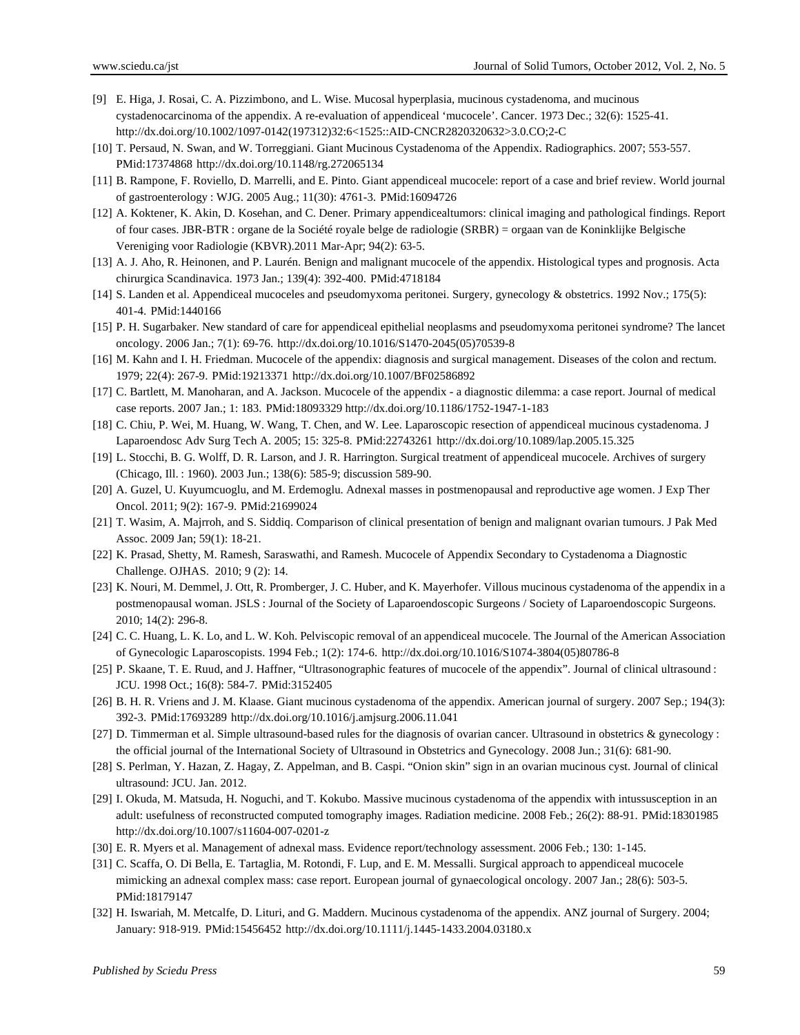[9] E. Higa, J. Rosai, C. A. Pizzimbono, and L. Wise. Mucosal hyperplasia, mucinous cystadenoma, and mucinous cystadenocarcinoma of the appendix. A re-evaluation of appendiceal 'mucocele'. Cancer. 1973 Dec.; 32(6): 1525-41. http://dx.doi.org/10.1002/1097-0142(197312)32:6<1525::AID-CNCR2820320632>3.0.CO;2-C

[10] T. Persaud, N. Swan, and W. Torreggiani. Giant Mucinous Cystadenoma of the Appendix. Radiographics. 2007; 553-557. PMid:17374868 http://dx.doi.org/10.1148/rg.272065134

[11] B. Rampone, F. Roviello, D. Marrelli, and E. Pinto. Giant appendiceal mucocele: report of a case and brief review. World journal of gastroenterology : WJG. 2005 Aug.; 11(30): 4761-3. PMid:16094726

[12] A. Koktener, K. Akin, D. Kosehan, and C. Dener. Primary appendicealtumors: clinical imaging and pathological findings. Report of four cases. JBR-BTR : organe de la Société royale belge de radiologie (SRBR) = orgaan van de Koninklijke Belgische Vereniging voor Radiologie (KBVR).2011 Mar-Apr; 94(2): 63-5.

[13] A. J. Aho, R. Heinonen, and P. Laurén. Benign and malignant mucocele of the appendix. Histological types and prognosis. Acta chirurgica Scandinavica. 1973 Jan.; 139(4): 392-400. PMid:4718184

[14] S. Landen et al. Appendiceal mucoceles and pseudomyxoma peritonei. Surgery, gynecology & obstetrics. 1992 Nov.; 175(5): 401-4. PMid:1440166

[15] P. H. Sugarbaker. New standard of care for appendiceal epithelial neoplasms and pseudomyxoma peritonei syndrome? The lancet oncology. 2006 Jan.; 7(1): 69-76. http://dx.doi.org/10.1016/S1470-2045(05)70539-8

[16] M. Kahn and I. H. Friedman. Mucocele of the appendix: diagnosis and surgical management. Diseases of the colon and rectum. 1979; 22(4): 267-9. PMid:19213371 http://dx.doi.org/10.1007/BF02586892

[17] C. Bartlett, M. Manoharan, and A. Jackson. Mucocele of the appendix - a diagnostic dilemma: a case report. Journal of medical case reports. 2007 Jan.; 1: 183. PMid:18093329 http://dx.doi.org/10.1186/1752-1947-1-183

[18] C. Chiu, P. Wei, M. Huang, W. Wang, T. Chen, and W. Lee. Laparoscopic resection of appendiceal mucinous cystadenoma. J Laparoendosc Adv Surg Tech A. 2005; 15: 325-8. PMid:22743261 http://dx.doi.org/10.1089/lap.2005.15.325

[19] L. Stocchi, B. G. Wolff, D. R. Larson, and J. R. Harrington. Surgical treatment of appendiceal mucocele. Archives of surgery (Chicago, Ill. : 1960). 2003 Jun.; 138(6): 585-9; discussion 589-90.

[20] A. Guzel, U. Kuyumcuoglu, and M. Erdemoglu. Adnexal masses in postmenopausal and reproductive age women. J Exp Ther Oncol. 2011; 9(2): 167-9. PMid:21699024

[21] T. Wasim, A. Majrroh, and S. Siddiq. Comparison of clinical presentation of benign and malignant ovarian tumours. J Pak Med Assoc. 2009 Jan; 59(1): 18-21.

[22] K. Prasad, Shetty, M. Ramesh, Saraswathi, and Ramesh. Mucocele of Appendix Secondary to Cystadenoma a Diagnostic Challenge. OJHAS. 2010; 9 (2): 14.

[23] K. Nouri, M. Demmel, J. Ott, R. Promberger, J. C. Huber, and K. Mayerhofer. Villous mucinous cystadenoma of the appendix in a postmenopausal woman. JSLS : Journal of the Society of Laparoendoscopic Surgeons / Society of Laparoendoscopic Surgeons. 2010; 14(2): 296-8.

[24] C. C. Huang, L. K. Lo, and L. W. Koh. Pelviscopic removal of an appendiceal mucocele. The Journal of the American Association of Gynecologic Laparoscopists. 1994 Feb.; 1(2): 174-6. http://dx.doi.org/10.1016/S1074-3804(05)80786-8

[25] P. Skaane, T. E. Ruud, and J. Haffner, "Ultrasonographic features of mucocele of the appendix". Journal of clinical ultrasound : JCU. 1998 Oct.; 16(8): 584-7. PMid:3152405

[26] B. H. R. Vriens and J. M. Klaase. Giant mucinous cystadenoma of the appendix. American journal of surgery. 2007 Sep.; 194(3): 392-3. PMid:17693289 http://dx.doi.org/10.1016/j.amjsurg.2006.11.041

[27] D. Timmerman et al. Simple ultrasound-based rules for the diagnosis of ovarian cancer. Ultrasound in obstetrics & gynecology : the official journal of the International Society of Ultrasound in Obstetrics and Gynecology. 2008 Jun.; 31(6): 681-90.

[28] S. Perlman, Y. Hazan, Z. Hagay, Z. Appelman, and B. Caspi. "Onion skin" sign in an ovarian mucinous cyst. Journal of clinical ultrasound: JCU. Jan. 2012.

[29] I. Okuda, M. Matsuda, H. Noguchi, and T. Kokubo. Massive mucinous cystadenoma of the appendix with intussusception in an adult: usefulness of reconstructed computed tomography images. Radiation medicine. 2008 Feb.; 26(2): 88-91. PMid:18301985 http://dx.doi.org/10.1007/s11604-007-0201-z

[30] E. R. Myers et al. Management of adnexal mass. Evidence report/technology assessment. 2006 Feb.; 130: 1-145.

[31] C. Scaffa, O. Di Bella, E. Tartaglia, M. Rotondi, F. Lup, and E. M. Messalli. Surgical approach to appendiceal mucocele mimicking an adnexal complex mass: case report. European journal of gynaecological oncology. 2007 Jan.; 28(6): 503-5. PMid:18179147

[32] H. Iswariah, M. Metcalfe, D. Lituri, and G. Maddern. Mucinous cystadenoma of the appendix. ANZ journal of Surgery. 2004; January: 918-919. PMid:15456452 http://dx.doi.org/10.1111/j.1445-1433.2004.03180.x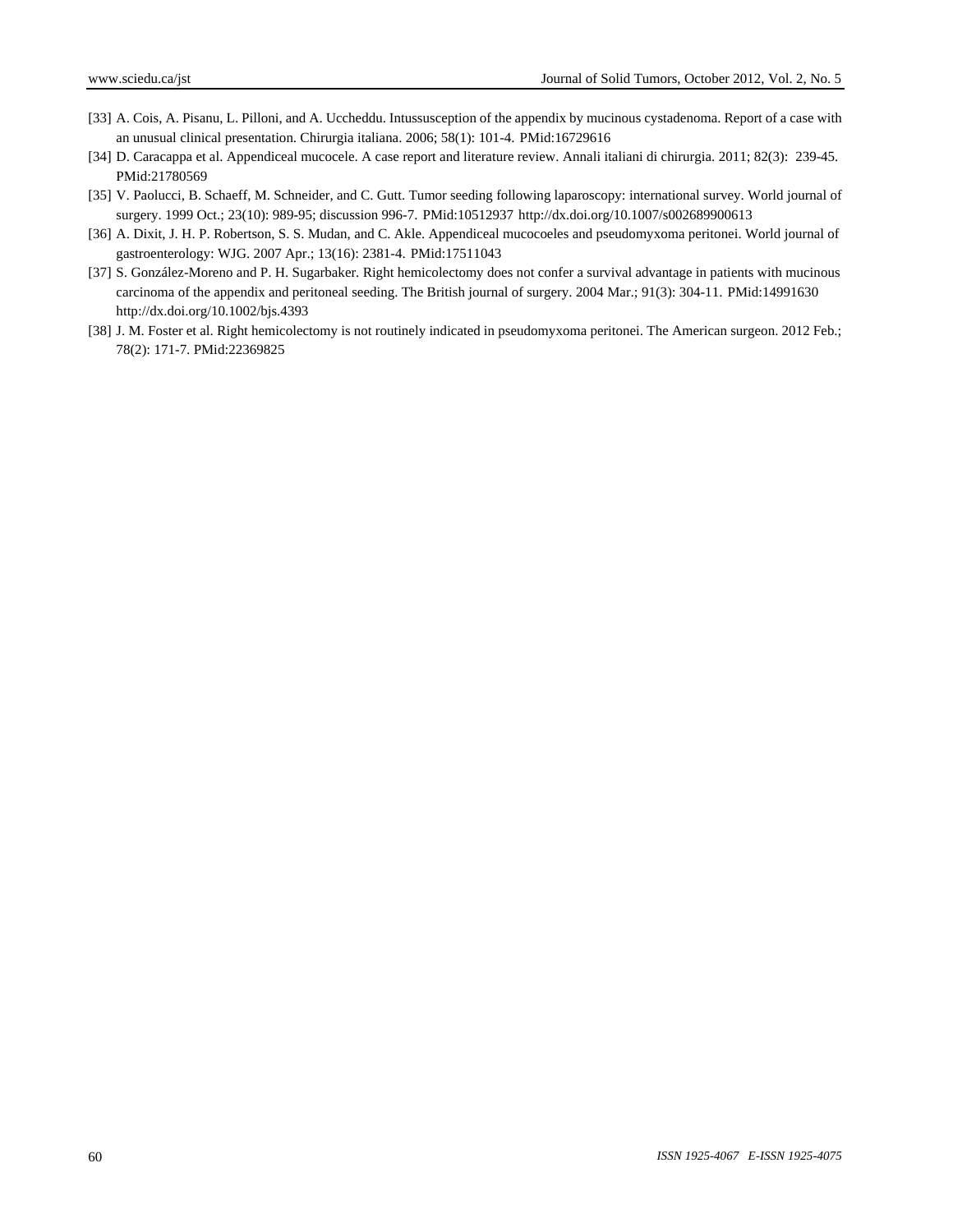[33] A. Cois, A. Pisanu, L. Pilloni, and A. Uccheddu. Intussusception of the appendix by mucinous cystadenoma. Report of a case with an unusual clinical presentation. Chirurgia italiana. 2006; 58(1): 101-4. PMid:16729616

[34] D. Caracappa et al. Appendiceal mucocele. A case report and literature review. Annali italiani di chirurgia. 2011; 82(3): 239-45. PMid:21780569

[35] V. Paolucci, B. Schaeff, M. Schneider, and C. Gutt. Tumor seeding following laparoscopy: international survey. World journal of surgery. 1999 Oct.; 23(10): 989-95; discussion 996-7. PMid:10512937 http://dx.doi.org/10.1007/s002689900613

[36] A. Dixit, J. H. P. Robertson, S. S. Mudan, and C. Akle. Appendiceal mucocoeles and pseudomyxoma peritonei. World journal of gastroenterology: WJG. 2007 Apr.; 13(16): 2381-4. PMid:17511043

[37] S. González-Moreno and P. H. Sugarbaker. Right hemicolectomy does not confer a survival advantage in patients with mucinous carcinoma of the appendix and peritoneal seeding. The British journal of surgery. 2004 Mar.; 91(3): 304-11. PMid:14991630 http://dx.doi.org/10.1002/bjs.4393

[38] J. M. Foster et al. Right hemicolectomy is not routinely indicated in pseudomyxoma peritonei. The American surgeon. 2012 Feb.; 78(2): 171-7. PMid:22369825